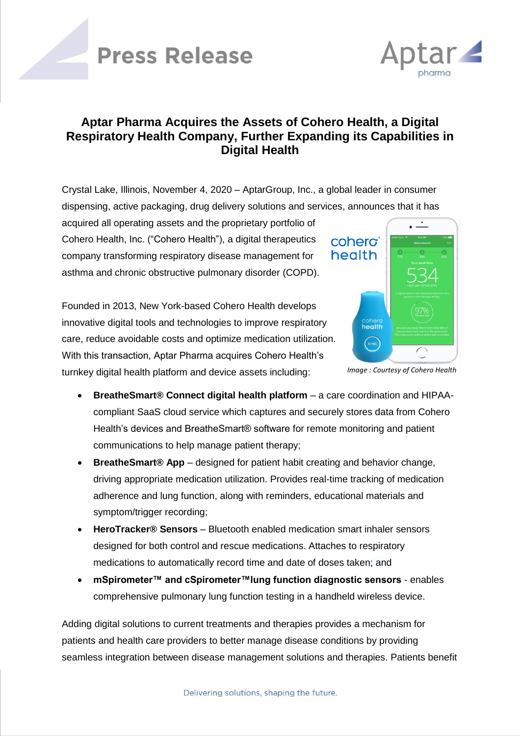Press Release

# Aptar Pharma Acquires the Assets of Cohero Health, a Digital Respiratory Health Company, Further Expanding its Capabilities in Digital Health

Crystal Lake, Illinois, November 4, 2020 – AptarGroup, Inc., a global leader in consumer dispensing, active packaging, drug delivery solutions and services, announces that it has acquired all operating assets and the proprietary portfolio of Cohero Health, Inc. ("Cohero Health"), a digital therapeutics company transforming respiratory disease management for asthma and chronic obstructive pulmonary disorder (COPD).

Founded in 2013, New York-based Cohero Health develops innovative digital tools and technologies to improve respiratory care, reduce avoidable costs and optimize medication utilization. With this transaction, Aptar Pharma acquires Cohero Health's turnkey digital health platform and device assets including:

*Image : Courtesy of Cohero Health*

- **BreatheSmart® Connect digital health platform** – a care coordination and HIPAA-compliant SaaS cloud service which captures and securely stores data from Cohero Health's devices and BreatheSmart® software for remote monitoring and patient communications to help manage patient therapy;
- **BreatheSmart® App** – designed for patient habit creating and behavior change, driving appropriate medication utilization. Provides real-time tracking of medication adherence and lung function, along with reminders, educational materials and symptom/trigger recording;
- **HeroTracker® Sensors** – Bluetooth enabled medication smart inhaler sensors designed for both control and rescue medications. Attaches to respiratory medications to automatically record time and date of doses taken; and
- **mSpirometer™ and cSpirometer™lung function diagnostic sensors** - enables comprehensive pulmonary lung function testing in a handheld wireless device.

Adding digital solutions to current treatments and therapies provides a mechanism for patients and health care providers to better manage disease conditions by providing seamless integration between disease management solutions and therapies. Patients benefit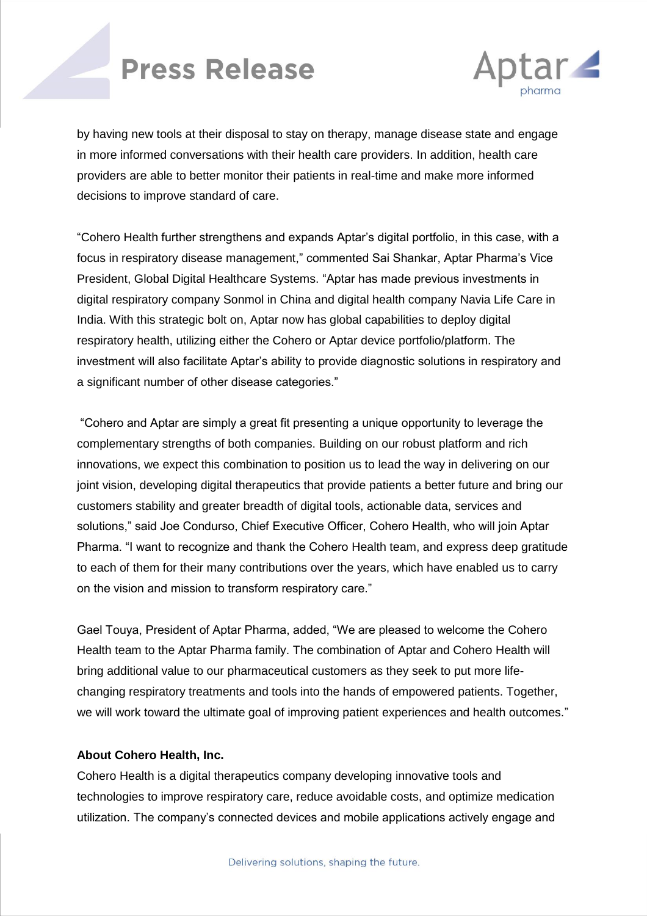by having new tools at their disposal to stay on therapy, manage disease state and engage in more informed conversations with their health care providers. In addition, health care providers are able to better monitor their patients in real-time and make more informed decisions to improve standard of care.

"Cohero Health further strengthens and expands Aptar's digital portfolio, in this case, with a focus in respiratory disease management," commented Sai Shankar, Aptar Pharma's Vice President, Global Digital Healthcare Systems. "Aptar has made previous investments in digital respiratory company Sonmol in China and digital health company Navia Life Care in India. With this strategic bolt on, Aptar now has global capabilities to deploy digital respiratory health, utilizing either the Cohero or Aptar device portfolio/platform. The investment will also facilitate Aptar's ability to provide diagnostic solutions in respiratory and a significant number of other disease categories."

"Cohero and Aptar are simply a great fit presenting a unique opportunity to leverage the complementary strengths of both companies. Building on our robust platform and rich innovations, we expect this combination to position us to lead the way in delivering on our joint vision, developing digital therapeutics that provide patients a better future and bring our customers stability and greater breadth of digital tools, actionable data, services and solutions," said Joe Condurso, Chief Executive Officer, Cohero Health, who will join Aptar Pharma. "I want to recognize and thank the Cohero Health team, and express deep gratitude to each of them for their many contributions over the years, which have enabled us to carry on the vision and mission to transform respiratory care."

Gael Touya, President of Aptar Pharma, added, "We are pleased to welcome the Cohero Health team to the Aptar Pharma family. The combination of Aptar and Cohero Health will bring additional value to our pharmaceutical customers as they seek to put more life-changing respiratory treatments and tools into the hands of empowered patients. Together, we will work toward the ultimate goal of improving patient experiences and health outcomes."

**About Cohero Health, Inc.**

Cohero Health is a digital therapeutics company developing innovative tools and technologies to improve respiratory care, reduce avoidable costs, and optimize medication utilization. The company's connected devices and mobile applications actively engage and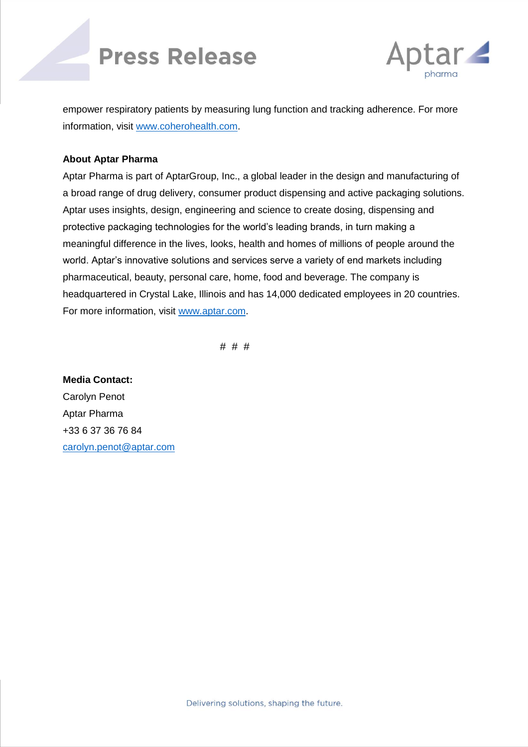empower respiratory patients by measuring lung function and tracking adherence. For more information, visit www.coherohealth.com.

**About Aptar Pharma**

Aptar Pharma is part of AptarGroup, Inc., a global leader in the design and manufacturing of a broad range of drug delivery, consumer product dispensing and active packaging solutions. Aptar uses insights, design, engineering and science to create dosing, dispensing and protective packaging technologies for the world's leading brands, in turn making a meaningful difference in the lives, looks, health and homes of millions of people around the world. Aptar's innovative solutions and services serve a variety of end markets including pharmaceutical, beauty, personal care, home, food and beverage. The company is headquartered in Crystal Lake, Illinois and has 14,000 dedicated employees in 20 countries. For more information, visit www.aptar.com.

# # #

**Media Contact:**

Carolyn Penot
Aptar Pharma
+33 6 37 36 76 84
carolyn.penot@aptar.com